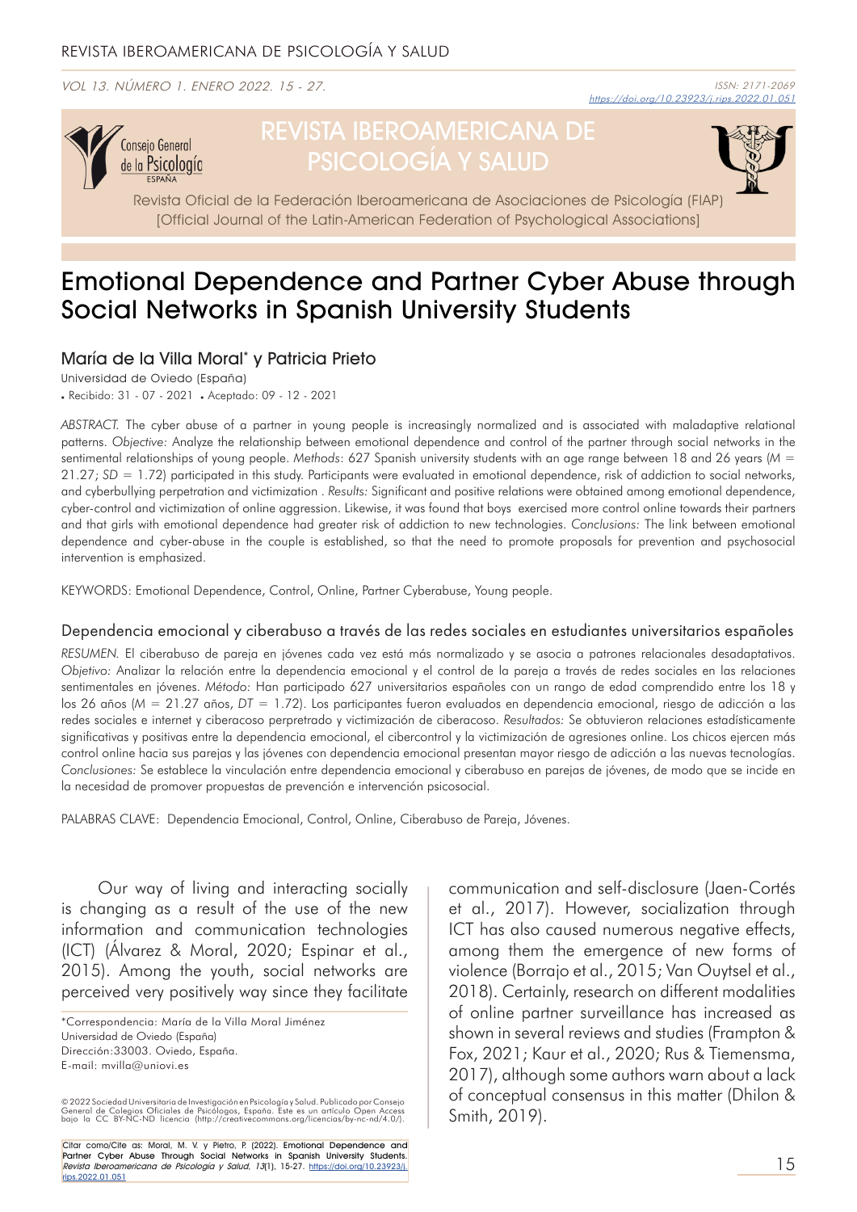# Emotional Dependence and Partner Cyber Abuse through Social Networks in Spanish University Students

## María de la Villa Moral* y Patricia Prieto

Universidad de Oviedo (España)

- Recibido: 31 - 07 - 2021 • Aceptado: 09 - 12 - 2021

*ABSTRACT.* The cyber abuse of a partner in young people is increasingly normalized and is associated with maladaptive relational patterns. *Objective:* Analyze the relationship between emotional dependence and control of the partner through social networks in the sentimental relationships of young people. *Methods*: 627 Spanish university students with an age range between 18 and 26 years (*M* = 21.27; *SD* = 1.72) participated in this study. Participants were evaluated in emotional dependence, risk of addiction to social networks, and cyberbullying perpetration and victimization . *Results:* Significant and positive relations were obtained among emotional dependence, cyber-control and victimization of online aggression. Likewise, it was found that boys exercised more control online towards their partners and that girls with emotional dependence had greater risk of addiction to new technologies. *Conclusions:* The link between emotional dependence and cyber-abuse in the couple is established, so that the need to promote proposals for prevention and psychosocial intervention is emphasized.

KEYWORDS: Emotional Dependence, Control, Online, Partner Cyberabuse, Young people.

## Dependencia emocional y ciberabuso a través de las redes sociales en estudiantes universitarios españoles

*RESUMEN.* El ciberabuso de pareja en jóvenes cada vez está más normalizado y se asocia a patrones relacionales desadaptativos. *Objetivo:* Analizar la relación entre la dependencia emocional y el control de la pareja a través de redes sociales en las relaciones sentimentales en jóvenes. *Método:* Han participado 627 universitarios españoles con un rango de edad comprendido entre los 18 y los 26 años (*M* = 21.27 años, *DT* = 1.72). Los participantes fueron evaluados en dependencia emocional, riesgo de adicción a las redes sociales e internet y ciberacoso perpetrado y victimización de ciberacoso. *Resultados:* Se obtuvieron relaciones estadísticamente significativas y positivas entre la dependencia emocional, el cibercontrol y la victimización de agresiones online. Los chicos ejercen más control online hacia sus parejas y las jóvenes con dependencia emocional presentan mayor riesgo de adicción a las nuevas tecnologías. *Conclusiones:* Se establece la vinculación entre dependencia emocional y ciberabuso en parejas de jóvenes, de modo que se incide en la necesidad de promover propuestas de prevención e intervención psicosocial.

PALABRAS CLAVE: Dependencia Emocional, Control, Online, Ciberabuso de Pareja, Jóvenes.

Our way of living and interacting socially is changing as a result of the use of the new information and communication technologies (ICT) (Álvarez & Moral, 2020; Espinar et al., 2015). Among the youth, social networks are perceived very positively way since they facilitate communication and self-disclosure (Jaen-Cortés et al., 2017). However, socialization through ICT has also caused numerous negative effects, among them the emergence of new forms of violence (Borrajo et al., 2015; Van Ouytsel et al., 2018). Certainly, research on different modalities of online partner surveillance has increased as shown in several reviews and studies (Frampton & Fox, 2021; Kaur et al., 2020; Rus & Tiemensma, 2017), although some authors warn about a lack of conceptual consensus in this matter (Dhilon & Smith, 2019).

*Correspondencia: María de la Villa Moral Jiménez
Universidad de Oviedo (España)
Dirección:33003. Oviedo, España.
E-mail: mvilla@uniovi.es

© 2022 Sociedad Universitaria de Investigación en Psicología y Salud. Publicado por Consejo General de Colegios Oficiales de Psicólogos, España. Este es un artículo Open Access bajo la CC BY-NC-ND licencia (http://creativecommons.org/licencias/by-nc-nd/4.0/).

Citar como/Cite as: Moral, M. V. y Pietro, P. (2022). Emotional Dependence and Partner Cyber Abuse Through Social Networks in Spanish University Students. *Revista Iberoamericana de Psicología y Salud, 13*(1), 15-27. https://doi.org/10.23923/j.rips.2022.01.051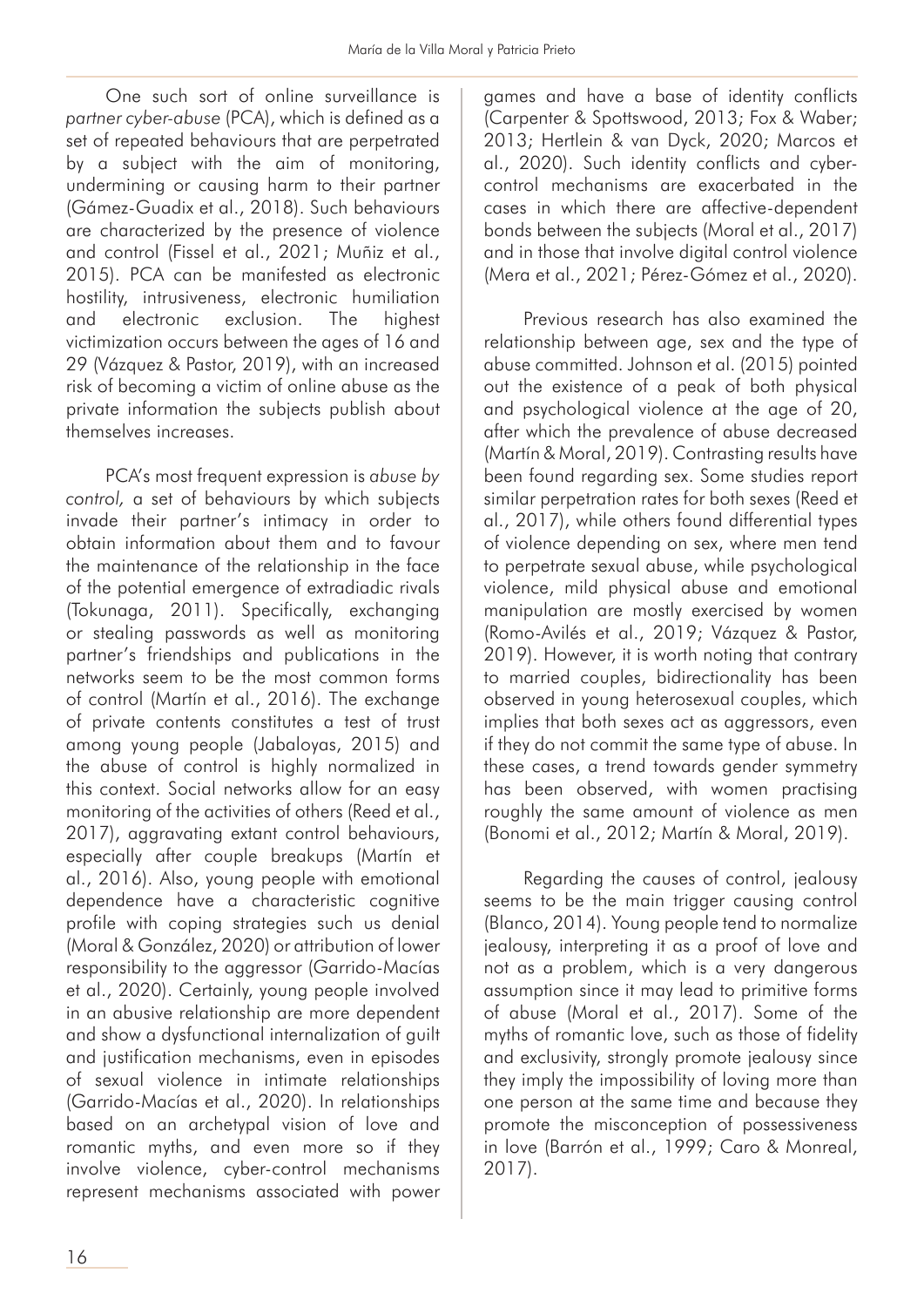One such sort of online surveillance is *partner cyber-abuse* (PCA), which is defined as a set of repeated behaviours that are perpetrated by a subject with the aim of monitoring, undermining or causing harm to their partner (Gámez-Guadix et al., 2018). Such behaviours are characterized by the presence of violence and control (Fissel et al., 2021; Muñiz et al., 2015). PCA can be manifested as electronic hostility, intrusiveness, electronic humiliation and electronic exclusion. The highest victimization occurs between the ages of 16 and 29 (Vázquez & Pastor, 2019), with an increased risk of becoming a victim of online abuse as the private information the subjects publish about themselves increases.

PCA's most frequent expression is *abuse by control,* a set of behaviours by which subjects invade their partner's intimacy in order to obtain information about them and to favour the maintenance of the relationship in the face of the potential emergence of extradiadic rivals (Tokunaga, 2011). Specifically, exchanging or stealing passwords as well as monitoring partner's friendships and publications in the networks seem to be the most common forms of control (Martín et al., 2016). The exchange of private contents constitutes a test of trust among young people (Jabaloyas, 2015) and the abuse of control is highly normalized in this context. Social networks allow for an easy monitoring of the activities of others (Reed et al., 2017), aggravating extant control behaviours, especially after couple breakups (Martín et al., 2016). Also, young people with emotional dependence have a characteristic cognitive profile with coping strategies such us denial (Moral & González, 2020) or attribution of lower responsibility to the aggressor (Garrido-Macías et al., 2020). Certainly, young people involved in an abusive relationship are more dependent and show a dysfunctional internalization of guilt and justification mechanisms, even in episodes of sexual violence in intimate relationships (Garrido-Macías et al., 2020). In relationships based on an archetypal vision of love and romantic myths, and even more so if they involve violence, cyber-control mechanisms represent mechanisms associated with power games and have a base of identity conflicts (Carpenter & Spottswood, 2013; Fox & Waber; 2013; Hertlein & van Dyck, 2020; Marcos et al., 2020). Such identity conflicts and cyber-control mechanisms are exacerbated in the cases in which there are affective-dependent bonds between the subjects (Moral et al., 2017) and in those that involve digital control violence (Mera et al., 2021; Pérez-Gómez et al., 2020).

Previous research has also examined the relationship between age, sex and the type of abuse committed. Johnson et al. (2015) pointed out the existence of a peak of both physical and psychological violence at the age of 20, after which the prevalence of abuse decreased (Martín & Moral, 2019). Contrasting results have been found regarding sex. Some studies report similar perpetration rates for both sexes (Reed et al., 2017), while others found differential types of violence depending on sex, where men tend to perpetrate sexual abuse, while psychological violence, mild physical abuse and emotional manipulation are mostly exercised by women (Romo-Avilés et al., 2019; Vázquez & Pastor, 2019). However, it is worth noting that contrary to married couples, bidirectionality has been observed in young heterosexual couples, which implies that both sexes act as aggressors, even if they do not commit the same type of abuse. In these cases, a trend towards gender symmetry has been observed, with women practising roughly the same amount of violence as men (Bonomi et al., 2012; Martín & Moral, 2019).

Regarding the causes of control, jealousy seems to be the main trigger causing control (Blanco, 2014). Young people tend to normalize jealousy, interpreting it as a proof of love and not as a problem, which is a very dangerous assumption since it may lead to primitive forms of abuse (Moral et al., 2017). Some of the myths of romantic love, such as those of fidelity and exclusivity, strongly promote jealousy since they imply the impossibility of loving more than one person at the same time and because they promote the misconception of possessiveness in love (Barrón et al., 1999; Caro & Monreal, 2017).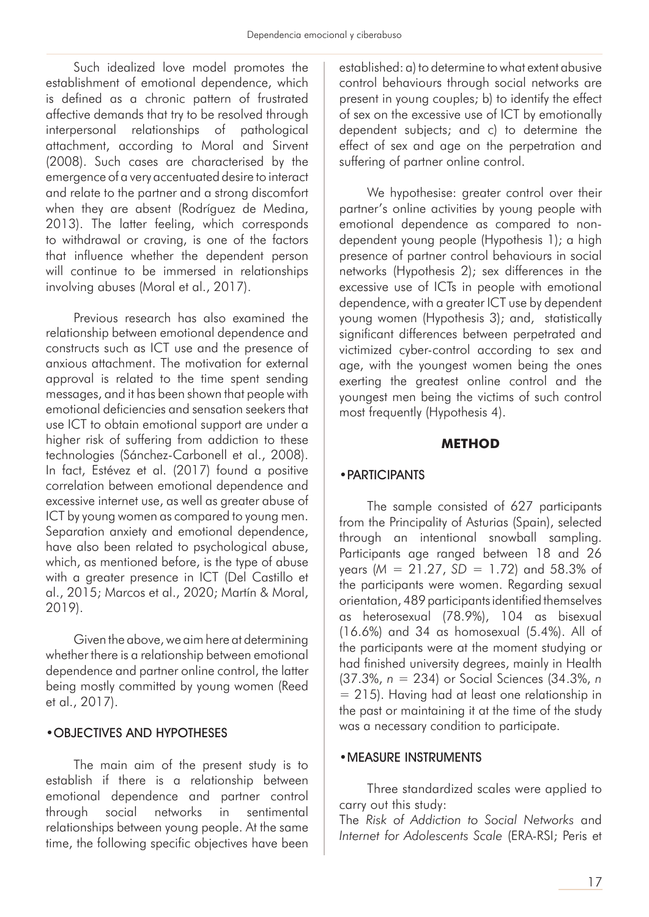Such idealized love model promotes the establishment of emotional dependence, which is defined as a chronic pattern of frustrated affective demands that try to be resolved through interpersonal relationships of pathological attachment, according to Moral and Sirvent (2008). Such cases are characterised by the emergence of a very accentuated desire to interact and relate to the partner and a strong discomfort when they are absent (Rodríguez de Medina, 2013). The latter feeling, which corresponds to withdrawal or craving, is one of the factors that influence whether the dependent person will continue to be immersed in relationships involving abuses (Moral et al., 2017).

Previous research has also examined the relationship between emotional dependence and constructs such as ICT use and the presence of anxious attachment. The motivation for external approval is related to the time spent sending messages, and it has been shown that people with emotional deficiencies and sensation seekers that use ICT to obtain emotional support are under a higher risk of suffering from addiction to these technologies (Sánchez-Carbonell et al., 2008). In fact, Estévez et al. (2017) found a positive correlation between emotional dependence and excessive internet use, as well as greater abuse of ICT by young women as compared to young men. Separation anxiety and emotional dependence, have also been related to psychological abuse, which, as mentioned before, is the type of abuse with a greater presence in ICT (Del Castillo et al., 2015; Marcos et al., 2020; Martín & Moral, 2019).

Given the above, we aim here at determining whether there is a relationship between emotional dependence and partner online control, the latter being mostly committed by young women (Reed et al., 2017).

## OBJECTIVES AND HYPOTHESES

The main aim of the present study is to establish if there is a relationship between emotional dependence and partner control through social networks in sentimental relationships between young people. At the same time, the following specific objectives have been established: a) to determine to what extent abusive control behaviours through social networks are present in young couples; b) to identify the effect of sex on the excessive use of ICT by emotionally dependent subjects; and c) to determine the effect of sex and age on the perpetration and suffering of partner online control.

We hypothesise: greater control over their partner's online activities by young people with emotional dependence as compared to non-dependent young people (Hypothesis 1); a high presence of partner control behaviours in social networks (Hypothesis 2); sex differences in the excessive use of ICTs in people with emotional dependence, with a greater ICT use by dependent young women (Hypothesis 3); and, statistically significant differences between perpetrated and victimized cyber-control according to sex and age, with the youngest women being the ones exerting the greatest online control and the youngest men being the victims of such control most frequently (Hypothesis 4).

# METHOD

## PARTICIPANTS

The sample consisted of 627 participants from the Principality of Asturias (Spain), selected through an intentional snowball sampling. Participants age ranged between 18 and 26 years ($M = 21.27$, $SD = 1.72$) and 58.3% of the participants were women. Regarding sexual orientation, 489 participants identified themselves as heterosexual (78.9%), 104 as bisexual (16.6%) and 34 as homosexual (5.4%). All of the participants were at the moment studying or had finished university degrees, mainly in Health (37.3%, $n = 234$) or Social Sciences (34.3%, $n = 215$). Having had at least one relationship in the past or maintaining it at the time of the study was a necessary condition to participate.

## MEASURE INSTRUMENTS

Three standardized scales were applied to carry out this study:

The *Risk of Addiction to Social Networks and Internet for Adolescents Scale* (ERA-RSI; Peris et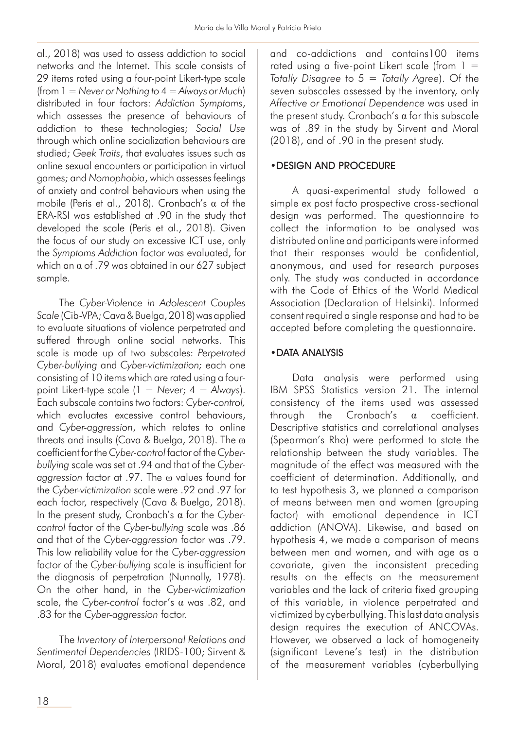al., 2018) was used to assess addiction to social networks and the Internet. This scale consists of 29 items rated using a four-point Likert-type scale (from 1 = *Never or Nothing* to 4 = *Always or Much*) distributed in four factors: *Addiction Symptoms*, which assesses the presence of behaviours of addiction to these technologies; *Social Use* through which online socialization behaviours are studied; *Geek Traits*, that evaluates issues such as online sexual encounters or participation in virtual games; and *Nomophobia*, which assesses feelings of anxiety and control behaviours when using the mobile (Peris et al., 2018). Cronbach's α of the ERA-RSI was established at .90 in the study that developed the scale (Peris et al., 2018). Given the focus of our study on excessive ICT use, only the *Symptoms Addiction* factor was evaluated, for which an α of .79 was obtained in our 627 subject sample.

The *Cyber-Violence in Adolescent Couples Scale* (Cib-VPA; Cava & Buelga, 2018) was applied to evaluate situations of violence perpetrated and suffered through online social networks. This scale is made up of two subscales: *Perpetrated Cyber-bullying* and *Cyber-victimization;* each one consisting of 10 items which are rated using a four-point Likert-type scale (1 = *Never*; 4 = *Always*). Each subscale contains two factors: *Cyber-control,* which evaluates excessive control behaviours, and *Cyber-aggression*, which relates to online threats and insults (Cava & Buelga, 2018). The ω coefficient for the *Cyber-control* factor of the *Cyber-bullying* scale was set at .94 and that of the *Cyber-aggression* factor at .97. The ω values found for the *Cyber-victimization* scale were .92 and .97 for each factor, respectively (Cava & Buelga, 2018). In the present study, Cronbach's α for the *Cyber-control* factor of the *Cyber-bullying* scale was .86 and that of the *Cyber-aggression* factor was .79. This low reliability value for the *Cyber-aggression* factor of the *Cyber-bullying* scale is insufficient for the diagnosis of perpetration (Nunnally, 1978). On the other hand, in the *Cyber-victimization* scale, the *Cyber-control* factor's α was .82, and .83 for the *Cyber-aggression* factor.

The *Inventory of Interpersonal Relations and Sentimental Dependencies* (IRIDS-100; Sirvent & Moral, 2018) evaluates emotional dependence and co-addictions and contains100 items rated using a five-point Likert scale (from 1 = *Totally Disagree* to 5 = *Totally Agree*). Of the seven subscales assessed by the inventory, only *Affective or Emotional Dependence* was used in the present study. Cronbach's α for this subscale was of .89 in the study by Sirvent and Moral (2018), and of .90 in the present study.

## •DESIGN AND PROCEDURE

A quasi-experimental study followed a simple ex post facto prospective cross-sectional design was performed. The questionnaire to collect the information to be analysed was distributed online and participants were informed that their responses would be confidential, anonymous, and used for research purposes only. The study was conducted in accordance with the Code of Ethics of the World Medical Association (Declaration of Helsinki). Informed consent required a single response and had to be accepted before completing the questionnaire.

## •DATA ANALYSIS

Data analysis were performed using IBM SPSS Statistics version 21. The internal consistency of the items used was assessed through the Cronbach's α coefficient. Descriptive statistics and correlational analyses (Spearman's Rho) were performed to state the relationship between the study variables. The magnitude of the effect was measured with the coefficient of determination. Additionally, and to test hypothesis 3, we planned a comparison of means between men and women (grouping factor) with emotional dependence in ICT addiction (ANOVA). Likewise, and based on hypothesis 4, we made a comparison of means between men and women, and with age as a covariate, given the inconsistent preceding results on the effects on the measurement variables and the lack of criteria fixed grouping of this variable, in violence perpetrated and victimized by cyberbullying. This last data analysis design requires the execution of ANCOVAs. However, we observed a lack of homogeneity (significant Levene's test) in the distribution of the measurement variables (cyberbullying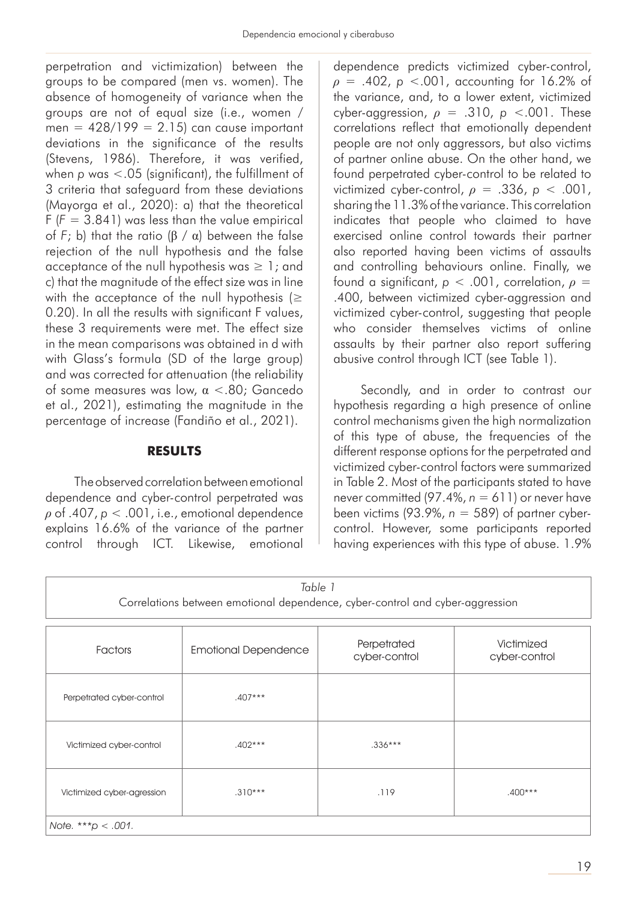perpetration and victimization) between the groups to be compared (men vs. women). The absence of homogeneity of variance when the groups are not of equal size (i.e., women / men = 428/199 = 2.15) can cause important deviations in the significance of the results (Stevens, 1986). Therefore, it was verified, when $p$ was $<.05$ (significant), the fulfillment of 3 criteria that safeguard from these deviations (Mayorga et al., 2020): a) that the theoretical F ($F = 3.841$) was less than the value empirical of $F$; b) that the ratio ($\beta$ / $\alpha$) between the false rejection of the null hypothesis and the false acceptance of the null hypothesis was $\geq 1$; and c) that the magnitude of the effect size was in line with the acceptance of the null hypothesis ($\geq 0.20$). In all the results with significant F values, these 3 requirements were met. The effect size in the mean comparisons was obtained in d with with Glass's formula (SD of the large group) and was corrected for attenuation (the reliability of some measures was low, $\alpha <.80$; Gancedo et al., 2021), estimating the magnitude in the percentage of increase (Fandiño et al., 2021).

## RESULTS

The observed correlation between emotional dependence and cyber-control perpetrated was $\rho$ of .407, $p < .001$, i.e., emotional dependence explains 16.6% of the variance of the partner control through ICT. Likewise, emotional dependence predicts victimized cyber-control, $\rho = .402$, $p <.001$, accounting for 16.2% of the variance, and, to a lower extent, victimized cyber-aggression, $\rho = .310$, $p <.001$. These correlations reflect that emotionally dependent people are not only aggressors, but also victims of partner online abuse. On the other hand, we found perpetrated cyber-control to be related to victimized cyber-control, $\rho = .336$, $p < .001$, sharing the 11.3% of the variance. This correlation indicates that people who claimed to have exercised online control towards their partner also reported having been victims of assaults and controlling behaviours online. Finally, we found a significant, $p < .001$, correlation, $\rho = .400$, between victimized cyber-aggression and victimized cyber-control, suggesting that people who consider themselves victims of online assaults by their partner also report suffering abusive control through ICT (see Table 1).

Secondly, and in order to contrast our hypothesis regarding a high presence of online control mechanisms given the high normalization of this type of abuse, the frequencies of the different response options for the perpetrated and victimized cyber-control factors were summarized in Table 2. Most of the participants stated to have never committed (97.4%, $n = 611$) or never have been victims (93.9%, $n = 589$) of partner cyber-control. However, some participants reported having experiences with this type of abuse. 1.9%

*Table 1*
Correlations between emotional dependence, cyber-control and cyber-aggression

| Factors | Emotional Dependence | Perpetrated cyber-control | Victimized cyber-control |
|---|---|---|---|
| Perpetrated cyber-control | .407*** | | |
| Victimized cyber-control | .402*** | .336*** | |
| Victimized cyber-agression | .310*** | .119 | .400*** |

*Note.* ***$p < .001$.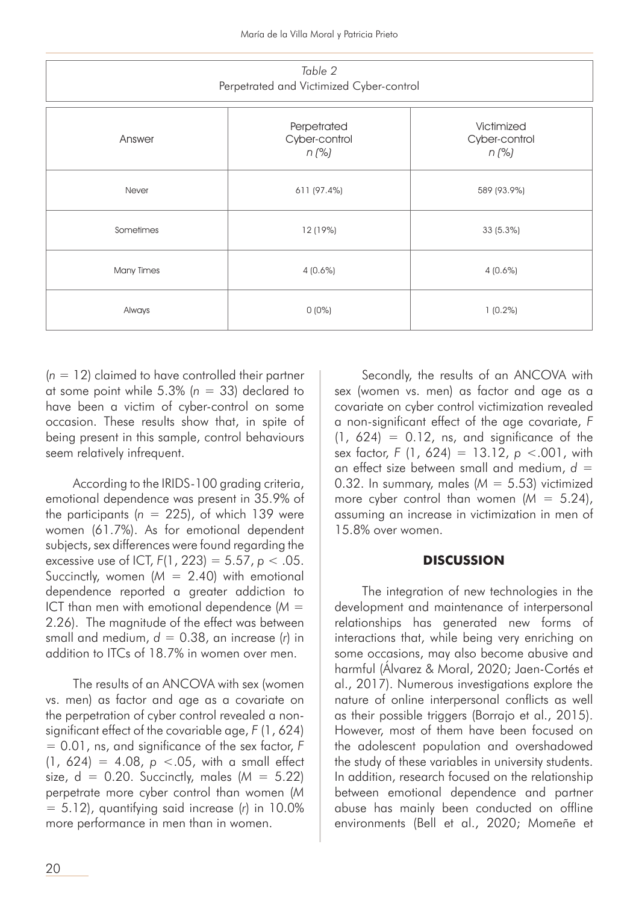*Table 2*
Perpetrated and Victimized Cyber-control

| Answer | Perpetrated Cyber-control *n (%)* | Victimized Cyber-control *n (%)* |
|---|---|---|
| Never | 611 (97.4%) | 589 (93.9%) |
| Sometimes | 12 (19%) | 33 (5.3%) |
| Many Times | 4 (0.6%) | 4 (0.6%) |
| Always | 0 (0%) | 1 (0.2%) |

($n = 12$) claimed to have controlled their partner at some point while 5.3% ($n = 33$) declared to have been a victim of cyber-control on some occasion. These results show that, in spite of being present in this sample, control behaviours seem relatively infrequent.

According to the IRIDS-100 grading criteria, emotional dependence was present in 35.9% of the participants ($n = 225$), of which 139 were women (61.7%). As for emotional dependent subjects, sex differences were found regarding the excessive use of ICT, $F(1, 223) = 5.57$, $p < .05$. Succinctly, women ($M = 2.40$) with emotional dependence reported a greater addiction to ICT than men with emotional dependence ($M = 2.26$). The magnitude of the effect was between small and medium, $d = 0.38$, an increase ($r$) in addition to ITCs of 18.7% in women over men.

The results of an ANCOVA with sex (women vs. men) as factor and age as a covariate on the perpetration of cyber control revealed a non-significant effect of the covariable age, $F(1, 624) = 0.01$, ns, and significance of the sex factor, $F(1, 624) = 4.08$, $p < .05$, with a small effect size, $d = 0.20$. Succinctly, males ($M = 5.22$) perpetrate more cyber control than women ($M = 5.12$), quantifying said increase ($r$) in 10.0% more performance in men than in women.

Secondly, the results of an ANCOVA with sex (women vs. men) as factor and age as a covariate on cyber control victimization revealed a non-significant effect of the age covariate, $F(1, 624) = 0.12$, ns, and significance of the sex factor, $F(1, 624) = 13.12$, $p < .001$, with an effect size between small and medium, $d = 0.32$. In summary, males ($M = 5.53$) victimized more cyber control than women ($M = 5.24$), assuming an increase in victimization in men of 15.8% over women.

## DISCUSSION

The integration of new technologies in the development and maintenance of interpersonal relationships has generated new forms of interactions that, while being very enriching on some occasions, may also become abusive and harmful (Álvarez & Moral, 2020; Jaen-Cortés et al., 2017). Numerous investigations explore the nature of online interpersonal conflicts as well as their possible triggers (Borrajo et al., 2015). However, most of them have been focused on the adolescent population and overshadowed the study of these variables in university students. In addition, research focused on the relationship between emotional dependence and partner abuse has mainly been conducted on offline environments (Bell et al., 2020; Momeñe et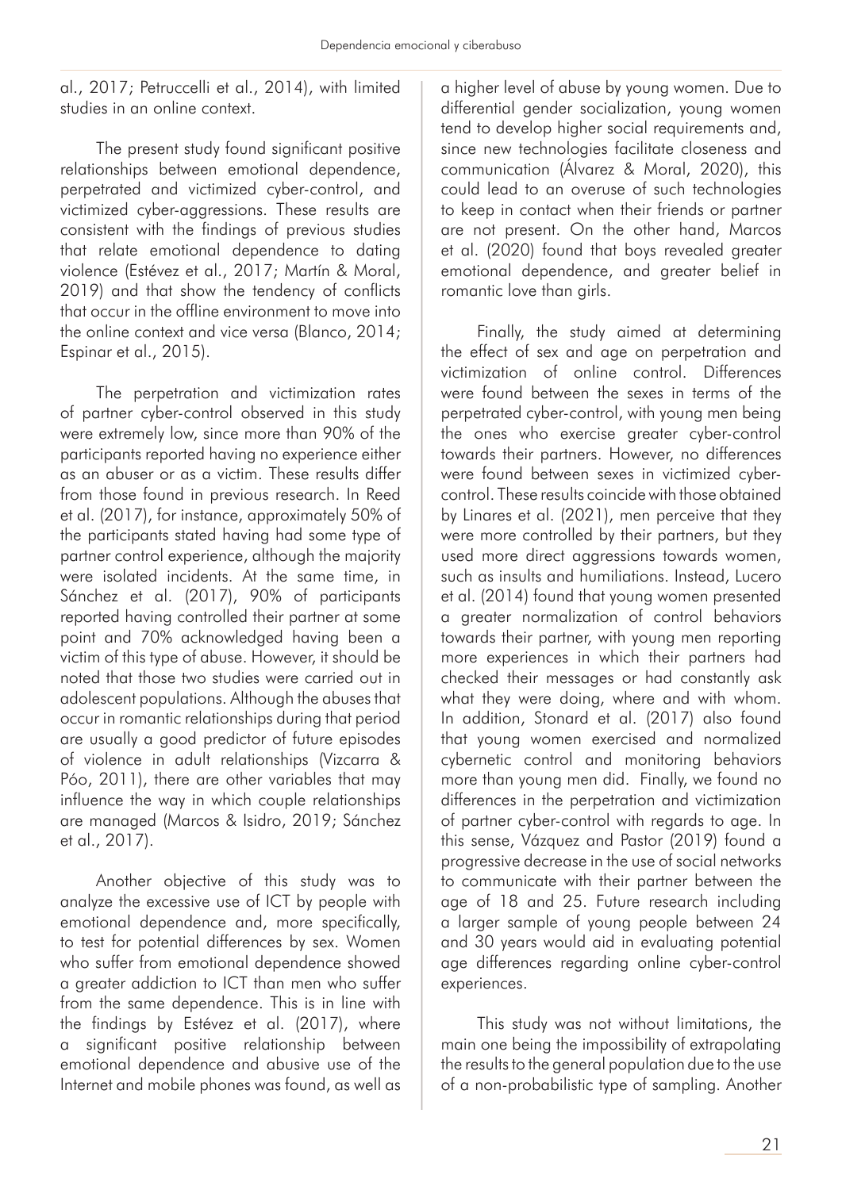al., 2017; Petruccelli et al., 2014), with limited studies in an online context.

The present study found significant positive relationships between emotional dependence, perpetrated and victimized cyber-control, and victimized cyber-aggressions. These results are consistent with the findings of previous studies that relate emotional dependence to dating violence (Estévez et al., 2017; Martín & Moral, 2019) and that show the tendency of conflicts that occur in the offline environment to move into the online context and vice versa (Blanco, 2014; Espinar et al., 2015).

The perpetration and victimization rates of partner cyber-control observed in this study were extremely low, since more than 90% of the participants reported having no experience either as an abuser or as a victim. These results differ from those found in previous research. In Reed et al. (2017), for instance, approximately 50% of the participants stated having had some type of partner control experience, although the majority were isolated incidents. At the same time, in Sánchez et al. (2017), 90% of participants reported having controlled their partner at some point and 70% acknowledged having been a victim of this type of abuse. However, it should be noted that those two studies were carried out in adolescent populations. Although the abuses that occur in romantic relationships during that period are usually a good predictor of future episodes of violence in adult relationships (Vizcarra & Póo, 2011), there are other variables that may influence the way in which couple relationships are managed (Marcos & Isidro, 2019; Sánchez et al., 2017).

Another objective of this study was to analyze the excessive use of ICT by people with emotional dependence and, more specifically, to test for potential differences by sex. Women who suffer from emotional dependence showed a greater addiction to ICT than men who suffer from the same dependence. This is in line with the findings by Estévez et al. (2017), where a significant positive relationship between emotional dependence and abusive use of the Internet and mobile phones was found, as well as a higher level of abuse by young women. Due to differential gender socialization, young women tend to develop higher social requirements and, since new technologies facilitate closeness and communication (Álvarez & Moral, 2020), this could lead to an overuse of such technologies to keep in contact when their friends or partner are not present. On the other hand, Marcos et al. (2020) found that boys revealed greater emotional dependence, and greater belief in romantic love than girls.

Finally, the study aimed at determining the effect of sex and age on perpetration and victimization of online control. Differences were found between the sexes in terms of the perpetrated cyber-control, with young men being the ones who exercise greater cyber-control towards their partners. However, no differences were found between sexes in victimized cyber-control. These results coincide with those obtained by Linares et al. (2021), men perceive that they were more controlled by their partners, but they used more direct aggressions towards women, such as insults and humiliations. Instead, Lucero et al. (2014) found that young women presented a greater normalization of control behaviors towards their partner, with young men reporting more experiences in which their partners had checked their messages or had constantly ask what they were doing, where and with whom. In addition, Stonard et al. (2017) also found that young women exercised and normalized cybernetic control and monitoring behaviors more than young men did. Finally, we found no differences in the perpetration and victimization of partner cyber-control with regards to age. In this sense, Vázquez and Pastor (2019) found a progressive decrease in the use of social networks to communicate with their partner between the age of 18 and 25. Future research including a larger sample of young people between 24 and 30 years would aid in evaluating potential age differences regarding online cyber-control experiences.

This study was not without limitations, the main one being the impossibility of extrapolating the results to the general population due to the use of a non-probabilistic type of sampling. Another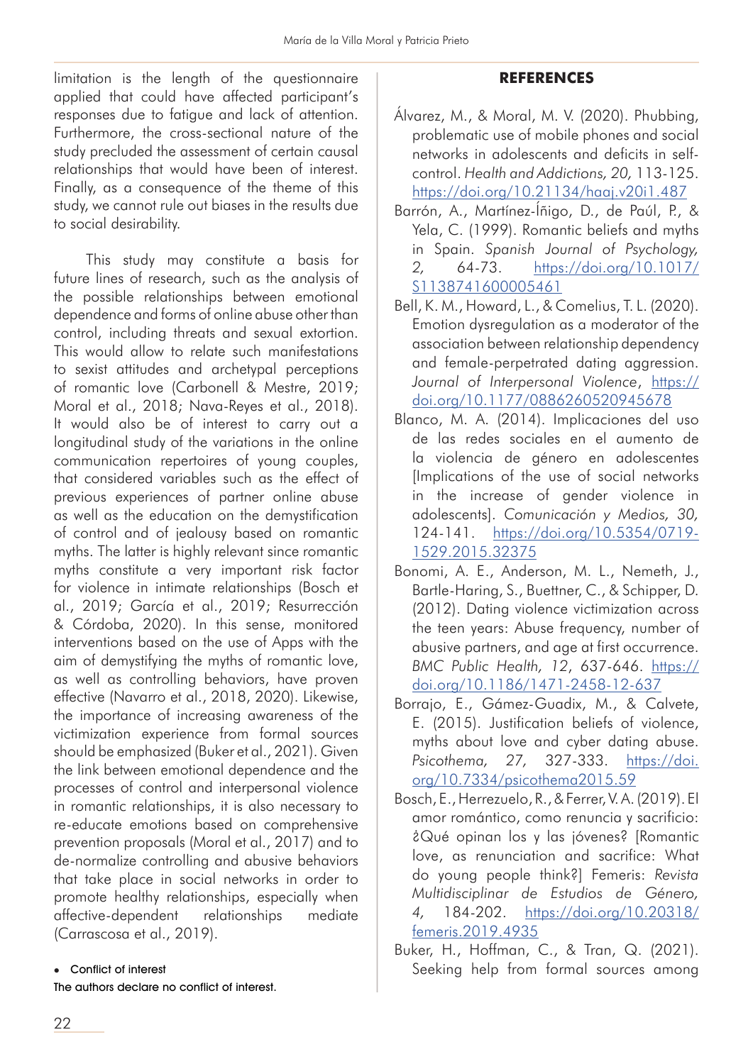limitation is the length of the questionnaire applied that could have affected participant's responses due to fatigue and lack of attention. Furthermore, the cross-sectional nature of the study precluded the assessment of certain causal relationships that would have been of interest. Finally, as a consequence of the theme of this study, we cannot rule out biases in the results due to social desirability.

This study may constitute a basis for future lines of research, such as the analysis of the possible relationships between emotional dependence and forms of online abuse other than control, including threats and sexual extortion. This would allow to relate such manifestations to sexist attitudes and archetypal perceptions of romantic love (Carbonell & Mestre, 2019; Moral et al., 2018; Nava-Reyes et al., 2018). It would also be of interest to carry out a longitudinal study of the variations in the online communication repertoires of young couples, that considered variables such as the effect of previous experiences of partner online abuse as well as the education on the demystification of control and of jealousy based on romantic myths. The latter is highly relevant since romantic myths constitute a very important risk factor for violence in intimate relationships (Bosch et al., 2019; García et al., 2019; Resurrección & Córdoba, 2020). In this sense, monitored interventions based on the use of Apps with the aim of demystifying the myths of romantic love, as well as controlling behaviors, have proven effective (Navarro et al., 2018, 2020). Likewise, the importance of increasing awareness of the victimization experience from formal sources should be emphasized (Buker et al., 2021). Given the link between emotional dependence and the processes of control and interpersonal violence in romantic relationships, it is also necessary to re-educate emotions based on comprehensive prevention proposals (Moral et al., 2017) and to de-normalize controlling and abusive behaviors that take place in social networks in order to promote healthy relationships, especially when affective-dependent relationships mediate (Carrascosa et al., 2019).

- Conflict of interest

The authors declare no conflict of interest.

## REFERENCES

Álvarez, M., & Moral, M. V. (2020). Phubbing, problematic use of mobile phones and social networks in adolescents and deficits in self-control. *Health and Addictions, 20,* 113-125. https://doi.org/10.21134/haaj.v20i1.487

Barrón, A., Martínez-Íñigo, D., de Paúl, P., & Yela, C. (1999). Romantic beliefs and myths in Spain. *Spanish Journal of Psychology, 2,* 64-73. https://doi.org/10.1017/S1138741600005461

Bell, K. M., Howard, L., & Cornelius, T. L. (2020). Emotion dysregulation as a moderator of the association between relationship dependency and female-perpetrated dating aggression. *Journal of Interpersonal Violence*, https://doi.org/10.1177/0886260520945678

Blanco, M. A. (2014). Implicaciones del uso de las redes sociales en el aumento de la violencia de género en adolescentes [Implications of the use of social networks in the increase of gender violence in adolescents]. *Comunicación y Medios, 30,* 124-141. https://doi.org/10.5354/0719-1529.2015.32375

Bonomi, A. E., Anderson, M. L., Nemeth, J., Bartle-Haring, S., Buettner, C., & Schipper, D. (2012). Dating violence victimization across the teen years: Abuse frequency, number of abusive partners, and age at first occurrence. *BMC Public Health, 12*, 637-646. https://doi.org/10.1186/1471-2458-12-637

Borrajo, E., Gámez-Guadix, M., & Calvete, E. (2015). Justification beliefs of violence, myths about love and cyber dating abuse. *Psicothema, 27,* 327-333. https://doi.org/10.7334/psicothema2015.59

Bosch, E., Herrezuelo, R., & Ferrer, V. A. (2019). El amor romántico, como renuncia y sacrificio: ¿Qué opinan los y las jóvenes? [Romantic love, as renunciation and sacrifice: What do young people think?] Femeris: *Revista Multidisciplinar de Estudios de Género, 4,* 184-202. https://doi.org/10.20318/femeris.2019.4935

Buker, H., Hoffman, C., & Tran, Q. (2021). Seeking help from formal sources among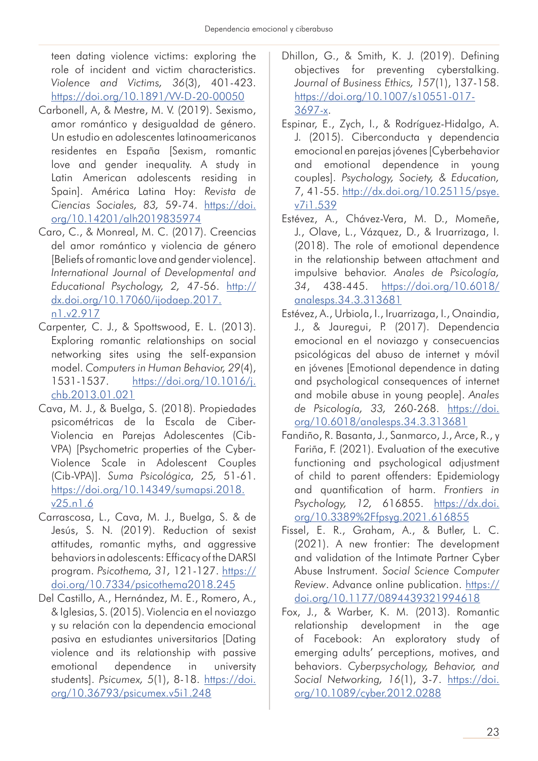teen dating violence victims: exploring the role of incident and victim characteristics. *Violence and Victims, 36*(3), 401-423. https://doi.org/10.1891/VV-D-20-00050

Carbonell, A, & Mestre, M. V. (2019). Sexismo, amor romántico y desigualdad de género. Un estudio en adolescentes latinoamericanos residentes en España [Sexism, romantic love and gender inequality. A study in Latin American adolescents residing in Spain]. América Latina Hoy: *Revista de Ciencias Sociales, 83,* 59-74. https://doi.org/10.14201/alh2019835974

Caro, C., & Monreal, M. C. (2017). Creencias del amor romántico y violencia de género [Beliefs of romantic love and gender violence]. *International Journal of Developmental and Educational Psychology, 2,* 47-56. http://dx.doi.org/10.17060/ijodaep.2017.n1.v2.917

Carpenter, C. J., & Spottswood, E. L. (2013). Exploring romantic relationships on social networking sites using the self-expansion model. *Computers in Human Behavior, 29*(4), 1531-1537. https://doi.org/10.1016/j.chb.2013.01.021

Cava, M. J., & Buelga, S. (2018). Propiedades psicométricas de la Escala de Ciber-Violencia en Parejas Adolescentes (Cib-VPA) [Psychometric properties of the Cyber-Violence Scale in Adolescent Couples (Cib-VPA)]. *Suma Psicológica, 25,* 51-61. https://doi.org/10.14349/sumapsi.2018.v25.n1.6

Carrascosa, L., Cava, M. J., Buelga, S. & de Jesús, S. N. (2019). Reduction of sexist attitudes, romantic myths, and aggressive behaviors in adolescents: Efficacy of the DARSI program. *Psicothema, 31*, 121-127. https://doi.org/10.7334/psicothema2018.245

Del Castillo, A., Hernández, M. E., Romero, A., & Iglesias, S. (2015). Violencia en el noviazgo y su relación con la dependencia emocional pasiva en estudiantes universitarios [Dating violence and its relationship with passive emotional dependence in university students]. *Psicumex, 5*(1), 8-18. https://doi.org/10.36793/psicumex.v5i1.248

Dhillon, G., & Smith, K. J. (2019). Defining objectives for preventing cyberstalking. *Journal of Business Ethics, 157*(1), 137-158. https://doi.org/10.1007/s10551-017-3697-x.

Espinar, E., Zych, I., & Rodríguez-Hidalgo, A. J. (2015). Ciberconducta y dependencia emocional en parejas jóvenes [Cyberbehavior and emotional dependence in young couples]. *Psychology, Society, & Education, 7*, 41-55. http://dx.doi.org/10.25115/psye.v7i1.539

Estévez, A., Chávez-Vera, M. D., Momeñe, J., Olave, L., Vázquez, D., & Iruarrizaga, I. (2018). The role of emotional dependence in the relationship between attachment and impulsive behavior. *Anales de Psicología, 34*, 438-445. https://doi.org/10.6018/analesps.34.3.313681

Estévez, A., Urbiola, I., Iruarrizaga, I., Onaindia, J., & Jauregui, P. (2017). Dependencia emocional en el noviazgo y consecuencias psicológicas del abuso de internet y móvil en jóvenes [Emotional dependence in dating and psychological consequences of internet and mobile abuse in young people]. *Anales de Psicología, 33,* 260-268. https://doi.org/10.6018/analesps.34.3.313681

Fandiño, R. Basanta, J., Sanmarco, J., Arce, R., y Fariña, F. (2021). Evaluation of the executive functioning and psychological adjustment of child to parent offenders: Epidemiology and quantification of harm. *Frontiers in Psychology, 12,* 616855. https://dx.doi.org/10.3389%2Ffpsyg.2021.616855

Fissel, E. R., Graham, A., & Butler, L. C. (2021). A new frontier: The development and validation of the Intimate Partner Cyber Abuse Instrument. *Social Science Computer Review*. Advance online publication. https://doi.org/10.1177/0894439321994618

Fox, J., & Warber, K. M. (2013). Romantic relationship development in the age of Facebook: An exploratory study of emerging adults' perceptions, motives, and behaviors. *Cyberpsychology, Behavior, and Social Networking, 16*(1), 3-7. https://doi.org/10.1089/cyber.2012.0288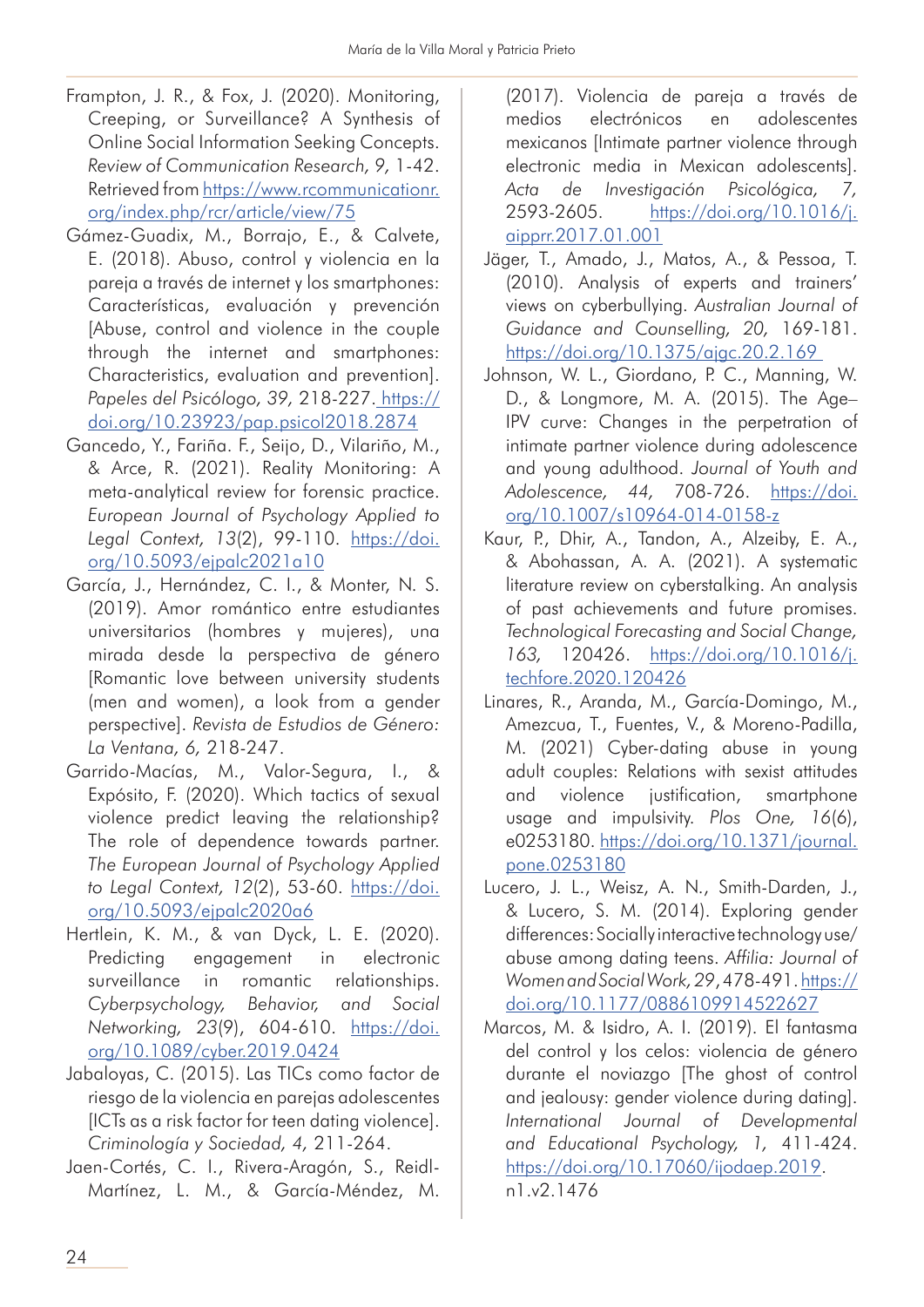Frampton, J. R., & Fox, J. (2020). Monitoring, Creeping, or Surveillance? A Synthesis of Online Social Information Seeking Concepts. *Review of Communication Research, 9,* 1-42. Retrieved from https://www.rcommunicationr.org/index.php/rcr/article/view/75

Gámez-Guadix, M., Borrajo, E., & Calvete, E. (2018). Abuso, control y violencia en la pareja a través de internet y los smartphones: Características, evaluación y prevención [Abuse, control and violence in the couple through the internet and smartphones: Characteristics, evaluation and prevention]. *Papeles del Psicólogo, 39,* 218-227. https://doi.org/10.23923/pap.psicol2018.2874

Gancedo, Y., Fariña. F., Seijo, D., Vilariño, M., & Arce, R. (2021). Reality Monitoring: A meta-analytical review for forensic practice. *European Journal of Psychology Applied to Legal Context, 13*(2), 99-110. https://doi.org/10.5093/ejpalc2021a10

García, J., Hernández, C. I., & Monter, N. S. (2019). Amor romántico entre estudiantes universitarios (hombres y mujeres), una mirada desde la perspectiva de género [Romantic love between university students (men and women), a look from a gender perspective]. *Revista de Estudios de Género: La Ventana, 6,* 218-247.

Garrido-Macías, M., Valor-Segura, I., & Expósito, F. (2020). Which tactics of sexual violence predict leaving the relationship? The role of dependence towards partner. *The European Journal of Psychology Applied to Legal Context, 12*(2), 53-60. https://doi.org/10.5093/ejpalc2020a6

Hertlein, K. M., & van Dyck, L. E. (2020). Predicting engagement in electronic surveillance in romantic relationships. *Cyberpsychology, Behavior, and Social Networking, 23*(9), 604-610. https://doi.org/10.1089/cyber.2019.0424

Jabaloyas, C. (2015). Las TICs como factor de riesgo de la violencia en parejas adolescentes [ICTs as a risk factor for teen dating violence]. *Criminología y Sociedad, 4,* 211-264.

Jaen-Cortés, C. I., Rivera-Aragón, S., Reidl-Martínez, L. M., & García-Méndez, M. (2017). Violencia de pareja a través de medios electrónicos en adolescentes mexicanos [Intimate partner violence through electronic media in Mexican adolescents]. *Acta de Investigación Psicológica, 7,* 2593-2605. https://doi.org/10.1016/j.aipprr.2017.01.001

Jäger, T., Amado, J., Matos, A., & Pessoa, T. (2010). Analysis of experts and trainers' views on cyberbullying. *Australian Journal of Guidance and Counselling, 20,* 169-181. https://doi.org/10.1375/ajgc.20.2.169

Johnson, W. L., Giordano, P. C., Manning, W. D., & Longmore, M. A. (2015). The Age–IPV curve: Changes in the perpetration of intimate partner violence during adolescence and young adulthood. *Journal of Youth and Adolescence, 44,* 708-726. https://doi.org/10.1007/s10964-014-0158-z

Kaur, P., Dhir, A., Tandon, A., Alzeiby, E. A., & Abohassan, A. A. (2021). A systematic literature review on cyberstalking. An analysis of past achievements and future promises. *Technological Forecasting and Social Change, 163,* 120426. https://doi.org/10.1016/j.techfore.2020.120426

Linares, R., Aranda, M., García-Domingo, M., Amezcua, T., Fuentes, V., & Moreno-Padilla, M. (2021) Cyber-dating abuse in young adult couples: Relations with sexist attitudes and violence justification, smartphone usage and impulsivity. *Plos One, 16*(6), e0253180. https://doi.org/10.1371/journal.pone.0253180

Lucero, J. L., Weisz, A. N., Smith-Darden, J., & Lucero, S. M. (2014). Exploring gender differences: Socially interactive technology use/abuse among dating teens. *Affilia: Journal of Women and Social Work, 29,* 478-491. https://doi.org/10.1177/0886109914522627

Marcos, M. & Isidro, A. I. (2019). El fantasma del control y los celos: violencia de género durante el noviazgo [The ghost of control and jealousy: gender violence during dating]. *International Journal of Developmental and Educational Psychology, 1,* 411-424. https://doi.org/10.17060/ijodaep.2019.n1.v2.1476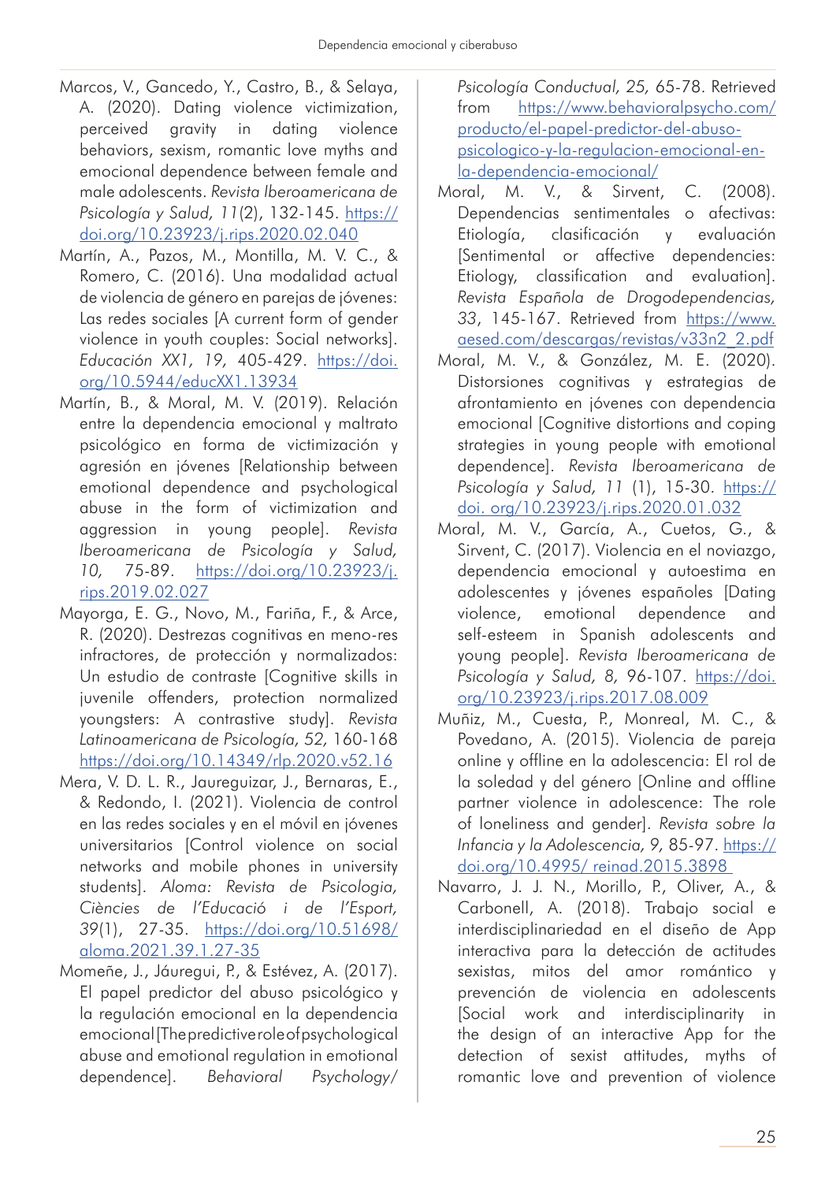Marcos, V., Gancedo, Y., Castro, B., & Selaya, A. (2020). Dating violence victimization, perceived gravity in dating violence behaviors, sexism, romantic love myths and emocional dependence between female and male adolescents. *Revista Iberoamericana de Psicología y Salud, 11*(2), 132-145. https://doi.org/10.23923/j.rips.2020.02.040

Martín, A., Pazos, M., Montilla, M. V. C., & Romero, C. (2016). Una modalidad actual de violencia de género en parejas de jóvenes: Las redes sociales [A current form of gender violence in youth couples: Social networks]. *Educación XX1, 19,* 405-429. https://doi.org/10.5944/educXX1.13934

Martín, B., & Moral, M. V. (2019). Relación entre la dependencia emocional y maltrato psicológico en forma de victimización y agresión en jóvenes [Relationship between emotional dependence and psychological abuse in the form of victimization and aggression in young people]. *Revista Iberoamericana de Psicología y Salud, 10,* 75-89. https://doi.org/10.23923/j.rips.2019.02.027

Mayorga, E. G., Novo, M., Fariña, F., & Arce, R. (2020). Destrezas cognitivas en meno-res infractores, de protección y normalizados: Un estudio de contraste [Cognitive skills in juvenile offenders, protection normalized youngsters: A contrastive study]. *Revista Latinoamericana de Psicología, 52,* 160-168 https://doi.org/10.14349/rlp.2020.v52.16

Mera, V. D. L. R., Jaureguizar, J., Bernaras, E., & Redondo, I. (2021). Violencia de control en las redes sociales y en el móvil en jóvenes universitarios [Control violence on social networks and mobile phones in university students]. *Aloma: Revista de Psicologia, Ciències de l'Educació i de l'Esport, 39*(1), 27-35. https://doi.org/10.51698/aloma.2021.39.1.27-35

Momeñe, J., Jáuregui, P., & Estévez, A. (2017). El papel predictor del abuso psicológico y la regulación emocional en la dependencia emocional [The predictive role of psychological abuse and emotional regulation in emotional dependence]. *Behavioral Psychology/Psicología Conductual, 25,* 65-78. Retrieved from https://www.behavioralpsycho.com/producto/el-papel-predictor-del-abuso-psicologico-y-la-regulacion-emocional-en-la-dependencia-emocional/

Moral, M. V., & Sirvent, C. (2008). Dependencias sentimentales o afectivas: Etiología, clasificación y evaluación [Sentimental or affective dependencies: Etiology, classification and evaluation]. *Revista Española de Drogodependencias, 33,* 145-167. Retrieved from https://www.aesed.com/descargas/revistas/v33n2_2.pdf

Moral, M. V., & González, M. E. (2020). Distorsiones cognitivas y estrategias de afrontamiento en jóvenes con dependencia emocional [Cognitive distortions and coping strategies in young people with emotional dependence]. *Revista Iberoamericana de Psicología y Salud, 11* (1), 15-30. https://doi. org/10.23923/j.rips.2020.01.032

Moral, M. V., García, A., Cuetos, G., & Sirvent, C. (2017). Violencia en el noviazgo, dependencia emocional y autoestima en adolescentes y jóvenes españoles [Dating violence, emotional dependence and self-esteem in Spanish adolescents and young people]. *Revista Iberoamericana de Psicología y Salud, 8,* 96-107. https://doi.org/10.23923/j.rips.2017.08.009

Muñiz, M., Cuesta, P., Monreal, M. C., & Povedano, A. (2015). Violencia de pareja online y offline en la adolescencia: El rol de la soledad y del género [Online and offline partner violence in adolescence: The role of loneliness and gender]. *Revista sobre la Infancia y la Adolescencia, 9,* 85-97. https://doi.org/10.4995/ reinad.2015.3898

Navarro, J. J. N., Morillo, P., Oliver, A., & Carbonell, A. (2018). Trabajo social e interdisciplinariedad en el diseño de App interactiva para la detección de actitudes sexistas, mitos del amor romántico y prevención de violencia en adolescents [Social work and interdisciplinarity in the design of an interactive App for the detection of sexist attitudes, myths of romantic love and prevention of violence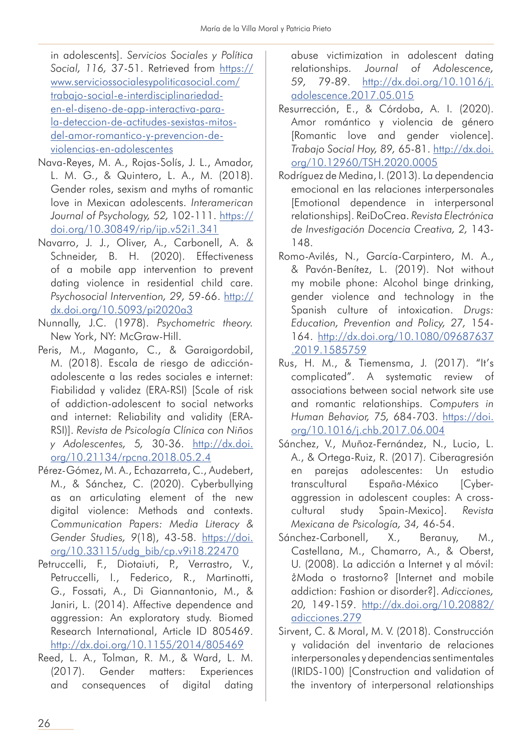in adolescents]. *Servicios Sociales y Política Social, 116,* 37-51. Retrieved from https://www.serviciossocialesypoliticasocial.com/trabajo-social-e-interdisciplinariedad-en-el-diseno-de-app-interactiva-para-la-deteccion-de-actitudes-sexistas-mitos-del-amor-romantico-y-prevencion-de-violencias-en-adolescentes

Nava-Reyes, M. A., Rojas-Solís, J. L., Amador, L. M. G., & Quintero, L. A., M. (2018). Gender roles, sexism and myths of romantic love in Mexican adolescents. *Interamerican Journal of Psychology, 52,* 102-111. https://doi.org/10.30849/rip/ijp.v52i1.341

Navarro, J. J., Oliver, A., Carbonell, A. & Schneider, B. H. (2020). Effectiveness of a mobile app intervention to prevent dating violence in residential child care. *Psychosocial Intervention, 29,* 59-66. http://dx.doi.org/10.5093/pi2020a3

Nunnally, J.C. (1978). *Psychometric theory.* New York, NY: McGraw-Hill.

Peris, M., Maganto, C., & Garaigordobil, M. (2018). Escala de riesgo de adicción-adolescente a las redes sociales e internet: Fiabilidad y validez (ERA-RSI) [Scale of risk of addiction-adolescent to social networks and internet: Reliability and validity (ERA-RSI)]. *Revista de Psicología Clínica con Niños y Adolescentes, 5,* 30-36. http://dx.doi.org/10.21134/rpcna.2018.05.2.4

Pérez-Gómez, M. A., Echazarreta, C., Audebert, M., & Sánchez, C. (2020). Cyberbullying as an articulating element of the new digital violence: Methods and contexts. *Communication Papers: Media Literacy & Gender Studies, 9*(18), 43-58. https://doi.org/10.33115/udg_bib/cp.v9i18.22470

Petruccelli, F., Diotaiuti, P., Verrastro, V., Petruccelli, I., Federico, R., Martinotti, G., Fossati, A., Di Giannantonio, M., & Janiri, L. (2014). Affective dependence and aggression: An exploratory study. Biomed Research International, Article ID 805469. http://dx.doi.org/10.1155/2014/805469

Reed, L. A., Tolman, R. M., & Ward, L. M. (2017). Gender matters: Experiences and consequences of digital dating abuse victimization in adolescent dating relationships. *Journal of Adolescence, 59,* 79-89. http://dx.doi.org/10.1016/j.adolescence.2017.05.015

Resurrección, E., & Córdoba, A. I. (2020). Amor romántico y violencia de género [Romantic love and gender violence]. *Trabajo Social Hoy, 89,* 65-81. http://dx.doi.org/10.12960/TSH.2020.0005

Rodríguez de Medina, I. (2013). La dependencia emocional en las relaciones interpersonales [Emotional dependence in interpersonal relationships]. ReiDoCrea. *Revista Electrónica de Investigación Docencia Creativa, 2,* 143-148.

Romo-Avilés, N., García-Carpintero, M. A., & Pavón-Benítez, L. (2019). Not without my mobile phone: Alcohol binge drinking, gender violence and technology in the Spanish culture of intoxication. *Drugs: Education, Prevention and Policy, 27,* 154-164. http://dx.doi.org/10.1080/09687637.2019.1585759

Rus, H. M., & Tiemensma, J. (2017). "It's complicated". A systematic review of associations between social network site use and romantic relationships. *Computers in Human Behavior, 75,* 684-703. https://doi.org/10.1016/j.chb.2017.06.004

Sánchez, V., Muñoz-Fernández, N., Lucio, L. A., & Ortega-Ruiz, R. (2017). Ciberagresión en parejas adolescentes: Un estudio transcultural España-México [Cyber-aggression in adolescent couples: A cross-cultural study Spain-Mexico]. *Revista Mexicana de Psicología, 34,* 46-54.

Sánchez-Carbonell, X., Beranuy, M., Castellana, M., Chamarro, A., & Oberst, U. (2008). La adicción a Internet y al móvil: ¿Moda o trastorno? [Internet and mobile addiction: Fashion or disorder?]. *Adicciones, 20,* 149-159. http://dx.doi.org/10.20882/adicciones.279

Sirvent, C. & Moral, M. V. (2018). Construcción y validación del inventario de relaciones interpersonales y dependencias sentimentales (IRIDS-100) [Construction and validation of the inventory of interpersonal relationships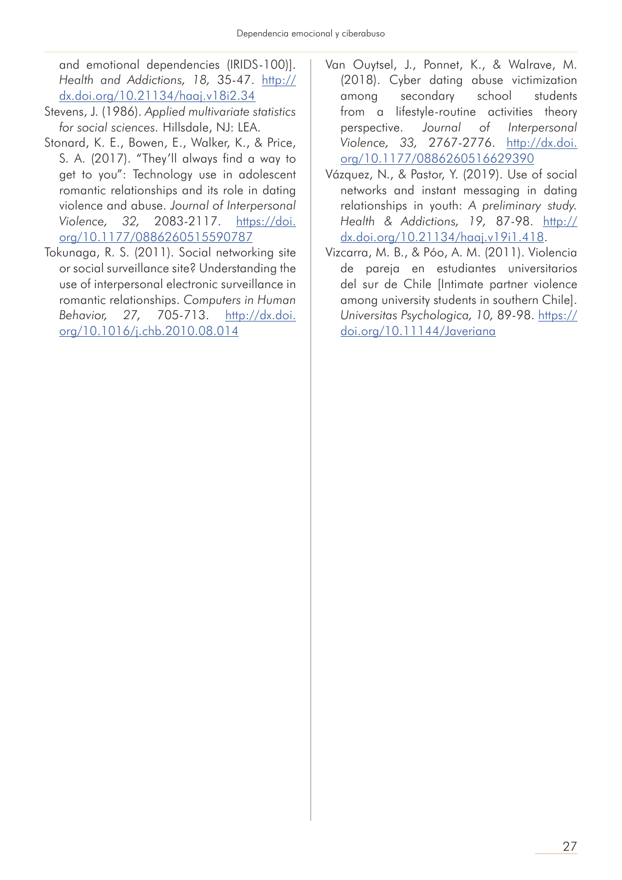and emotional dependencies (IRIDS-100)]. *Health and Addictions, 18,* 35-47. http://dx.doi.org/10.21134/haaj.v18i2.34

Stevens, J. (1986). *Applied multivariate statistics for social sciences.* Hillsdale, NJ: LEA.

Stonard, K. E., Bowen, E., Walker, K., & Price, S. A. (2017). "They'll always find a way to get to you": Technology use in adolescent romantic relationships and its role in dating violence and abuse. *Journal of Interpersonal Violence, 32,* 2083-2117. https://doi.org/10.1177/0886260515590787

Tokunaga, R. S. (2011). Social networking site or social surveillance site? Understanding the use of interpersonal electronic surveillance in romantic relationships. *Computers in Human Behavior, 27,* 705-713. http://dx.doi.org/10.1016/j.chb.2010.08.014

Van Ouytsel, J., Ponnet, K., & Walrave, M. (2018). Cyber dating abuse victimization among secondary school students from a lifestyle-routine activities theory perspective. *Journal of Interpersonal Violence, 33,* 2767-2776. http://dx.doi.org/10.1177/0886260516629390

Vázquez, N., & Pastor, Y. (2019). Use of social networks and instant messaging in dating relationships in youth: *A preliminary study. Health & Addictions, 19,* 87-98. http://dx.doi.org/10.21134/haaj.v19i1.418.

Vizcarra, M. B., & Póo, A. M. (2011). Violencia de pareja en estudiantes universitarios del sur de Chile [Intimate partner violence among university students in southern Chile]. *Universitas Psychologica, 10,* 89-98. https://doi.org/10.11144/Javeriana